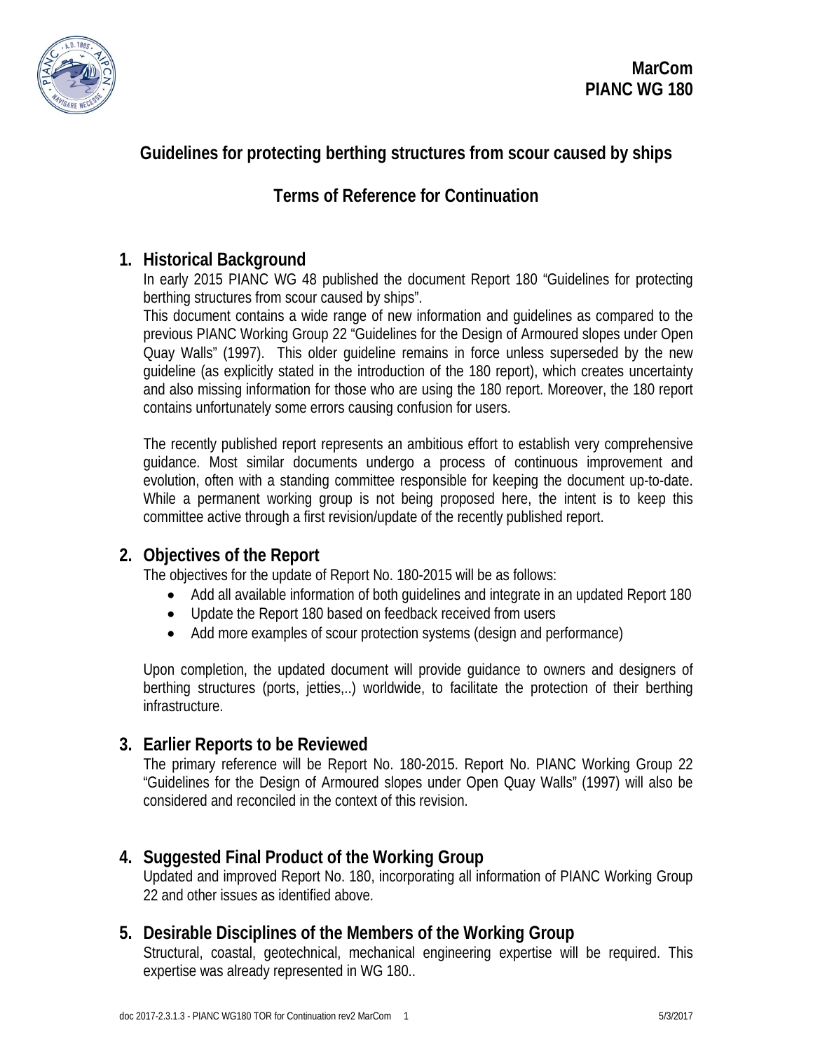MarCom
PIANC WG 180

# Guidelines for protecting berthing structures from scour caused by ships

## Terms of Reference for Continuation

## 1. Historical Background

In early 2015 PIANC WG 48 published the document Report 180 "Guidelines for protecting berthing structures from scour caused by ships".

This document contains a wide range of new information and guidelines as compared to the previous PIANC Working Group 22 "Guidelines for the Design of Armoured slopes under Open Quay Walls" (1997). This older guideline remains in force unless superseded by the new guideline (as explicitly stated in the introduction of the 180 report), which creates uncertainty and also missing information for those who are using the 180 report. Moreover, the 180 report contains unfortunately some errors causing confusion for users.

The recently published report represents an ambitious effort to establish very comprehensive guidance. Most similar documents undergo a process of continuous improvement and evolution, often with a standing committee responsible for keeping the document up-to-date. While a permanent working group is not being proposed here, the intent is to keep this committee active through a first revision/update of the recently published report.

## 2. Objectives of the Report

The objectives for the update of Report No. 180-2015 will be as follows:

- Add all available information of both guidelines and integrate in an updated Report 180
- Update the Report 180 based on feedback received from users
- Add more examples of scour protection systems (design and performance)

Upon completion, the updated document will provide guidance to owners and designers of berthing structures (ports, jetties,..) worldwide, to facilitate the protection of their berthing infrastructure.

## 3. Earlier Reports to be Reviewed

The primary reference will be Report No. 180-2015. Report No. PIANC Working Group 22 "Guidelines for the Design of Armoured slopes under Open Quay Walls" (1997) will also be considered and reconciled in the context of this revision.

## 4. Suggested Final Product of the Working Group

Updated and improved Report No. 180, incorporating all information of PIANC Working Group 22 and other issues as identified above.

## 5. Desirable Disciplines of the Members of the Working Group

Structural, coastal, geotechnical, mechanical engineering expertise will be required. This expertise was already represented in WG 180..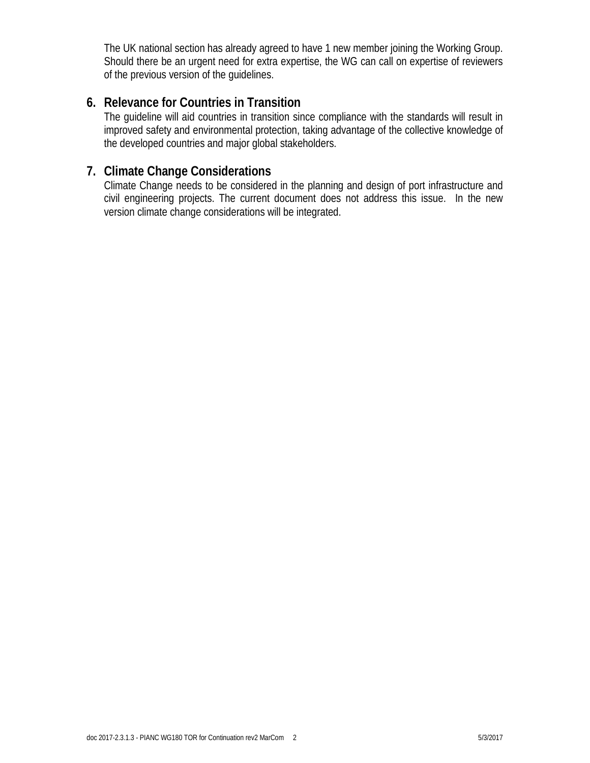The UK national section has already agreed to have 1 new member joining the Working Group. Should there be an urgent need for extra expertise, the WG can call on expertise of reviewers of the previous version of the guidelines.

## 6. Relevance for Countries in Transition

The guideline will aid countries in transition since compliance with the standards will result in improved safety and environmental protection, taking advantage of the collective knowledge of the developed countries and major global stakeholders.

## 7. Climate Change Considerations

Climate Change needs to be considered in the planning and design of port infrastructure and civil engineering projects. The current document does not address this issue. In the new version climate change considerations will be integrated.